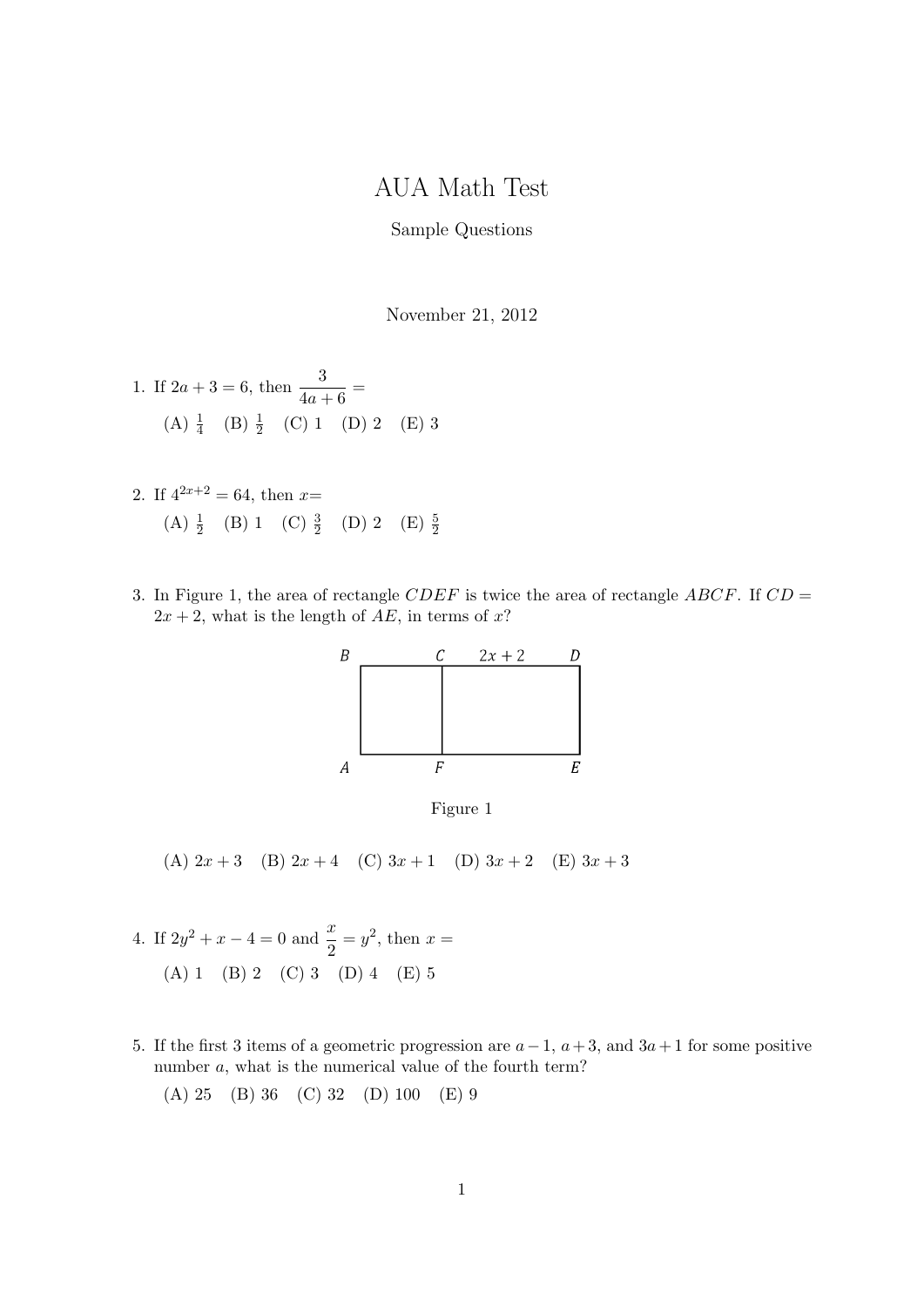# AUA Math Test

Sample Questions

November 21, 2012

1. If $2a + 3 = 6$, then $\dfrac{3}{4a+6} =$

   (A) $\frac{1}{4}$ (B) $\frac{1}{2}$ (C) 1 (D) 2 (E) 3

2. If $4^{2x+2} = 64$, then $x$=

   (A) $\frac{1}{2}$ (B) 1 (C) $\frac{3}{2}$ (D) 2 (E) $\frac{5}{2}$

3. In Figure 1, the area of rectangle $CDEF$ is twice the area of rectangle $ABCF$. If $CD = 2x + 2$, what is the length of $AE$, in terms of $x$?

   Figure 1

   (A) $2x + 3$ (B) $2x + 4$ (C) $3x + 1$ (D) $3x + 2$ (E) $3x + 3$

4. If $2y^2 + x - 4 = 0$ and $\dfrac{x}{2} = y^2$, then $x =$

   (A) 1 (B) 2 (C) 3 (D) 4 (E) 5

5. If the first 3 items of a geometric progression are $a - 1$, $a + 3$, and $3a + 1$ for some positive number $a$, what is the numerical value of the fourth term?

   (A) 25 (B) 36 (C) 32 (D) 100 (E) 9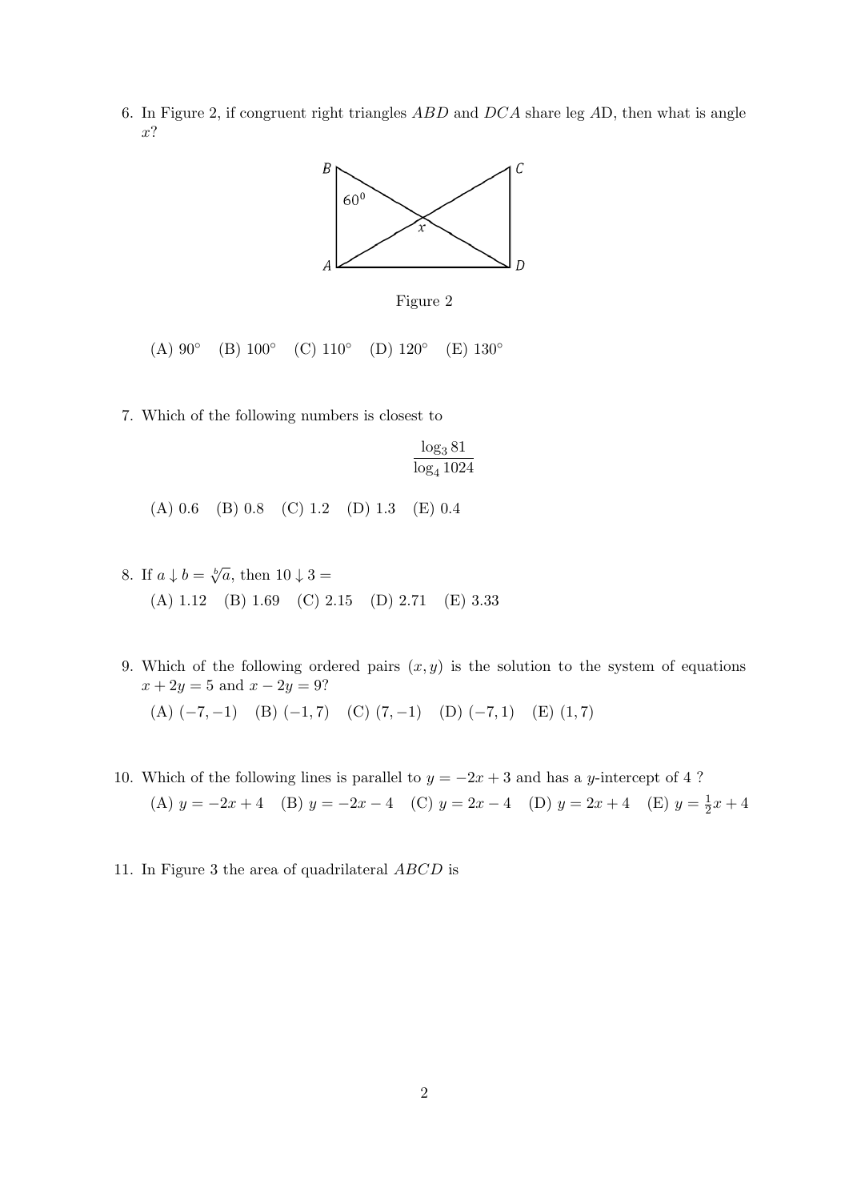6. In Figure 2, if congruent right triangles $ABD$ and $DCA$ share leg $AD$, then what is angle $x$?

Figure 2

(A) $90^\circ$ (B) $100^\circ$ (C) $110^\circ$ (D) $120^\circ$ (E) $130^\circ$

7. Which of the following numbers is closest to

$$\frac{\log_3 81}{\log_4 1024}$$

(A) 0.6 (B) 0.8 (C) 1.2 (D) 1.3 (E) 0.4

8. If $a \downarrow b = \sqrt[b]{a}$, then $10 \downarrow 3 =$

(A) 1.12 (B) 1.69 (C) 2.15 (D) 2.71 (E) 3.33

9. Which of the following ordered pairs $(x, y)$ is the solution to the system of equations $x + 2y = 5$ and $x - 2y = 9$?

(A) $(-7, -1)$ (B) $(-1, 7)$ (C) $(7, -1)$ (D) $(-7, 1)$ (E) $(1, 7)$

10. Which of the following lines is parallel to $y = -2x + 3$ and has a $y$-intercept of 4 ?

(A) $y = -2x + 4$ (B) $y = -2x - 4$ (C) $y = 2x - 4$ (D) $y = 2x + 4$ (E) $y = \frac{1}{2}x + 4$

11. In Figure 3 the area of quadrilateral $ABCD$ is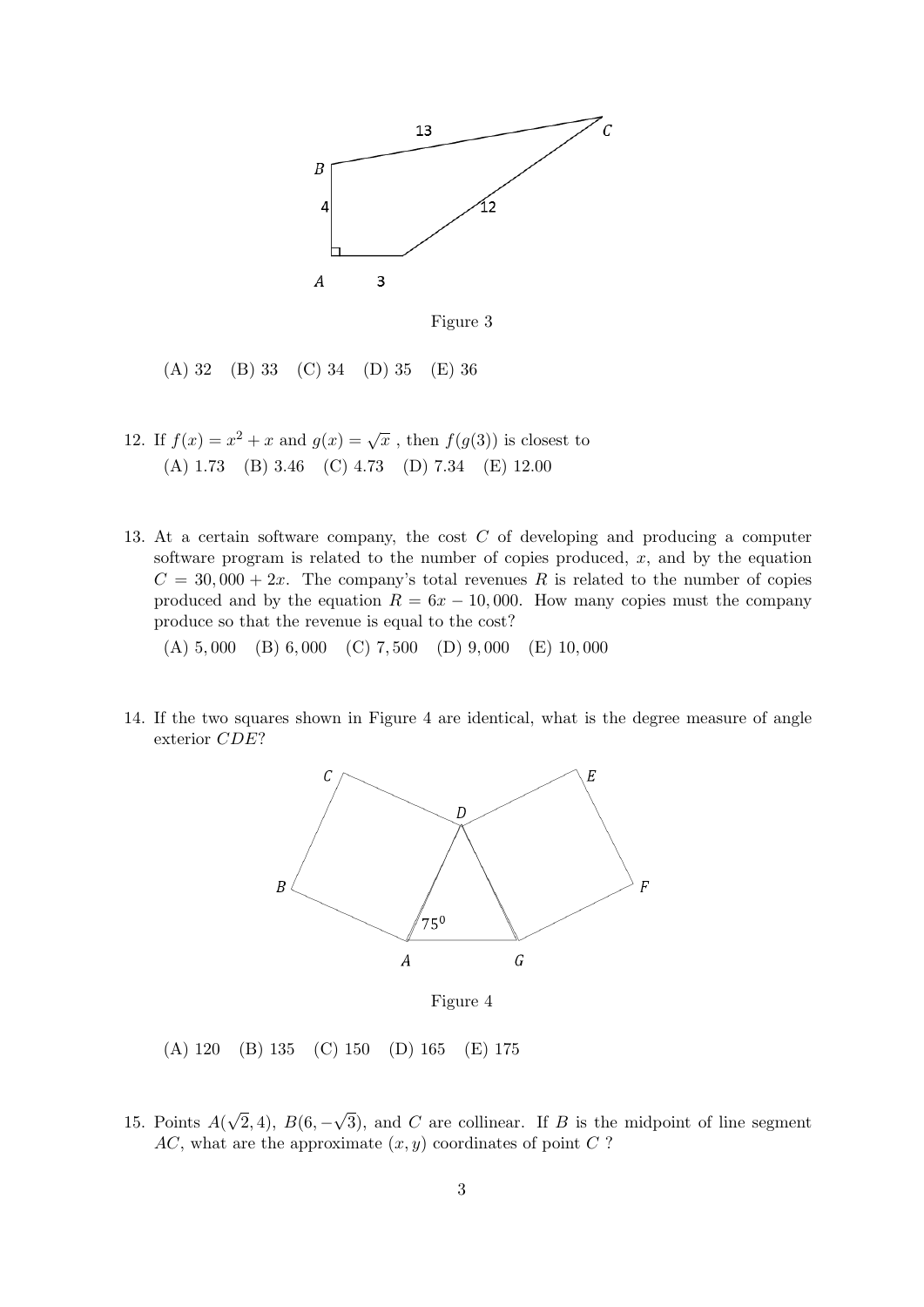Figure 3

(A) 32 (B) 33 (C) 34 (D) 35 (E) 36

12. If $f(x) = x^2 + x$ and $g(x) = \sqrt{x}$ , then $f(g(3))$ is closest to
    (A) 1.73 (B) 3.46 (C) 4.73 (D) 7.34 (E) 12.00

13. At a certain software company, the cost $C$ of developing and producing a computer software program is related to the number of copies produced, $x$, and by the equation $C = 30,000 + 2x$. The company's total revenues $R$ is related to the number of copies produced and by the equation $R = 6x - 10,000$. How many copies must the company produce so that the revenue is equal to the cost?
    (A) 5,000 (B) 6,000 (C) 7,500 (D) 9,000 (E) 10,000

14. If the two squares shown in Figure 4 are identical, what is the degree measure of angle exterior $CDE$?

Figure 4

    (A) 120 (B) 135 (C) 150 (D) 165 (E) 175

15. Points $A(\sqrt{2}, 4)$, $B(6, -\sqrt{3})$, and $C$ are collinear. If $B$ is the midpoint of line segment $AC$, what are the approximate $(x, y)$ coordinates of point $C$ ?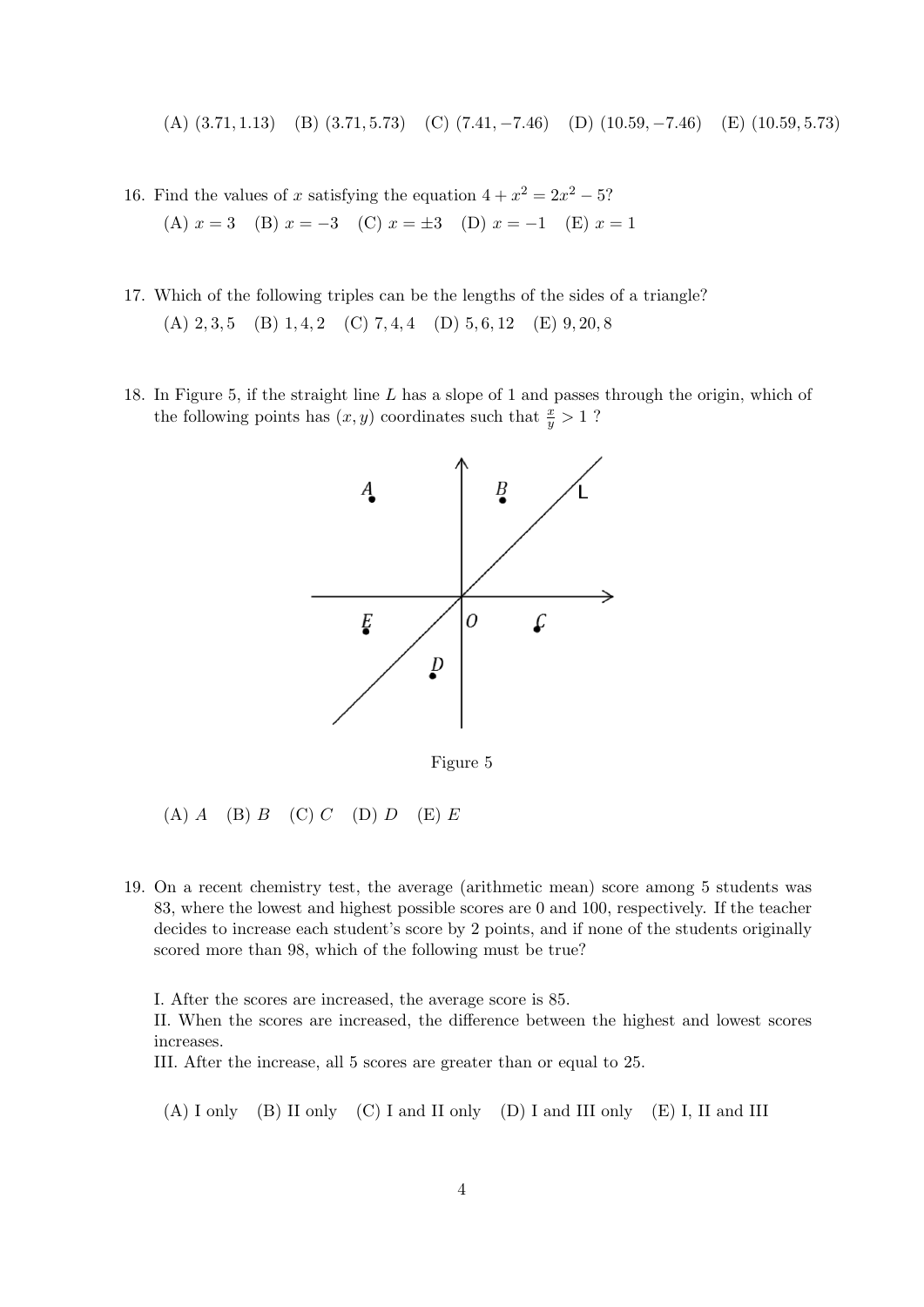(A) $(3.71, 1.13)$ (B) $(3.71, 5.73)$ (C) $(7.41, -7.46)$ (D) $(10.59, -7.46)$ (E) $(10.59, 5.73)$

16. Find the values of $x$ satisfying the equation $4 + x^2 = 2x^2 - 5$?

    (A) $x = 3$ (B) $x = -3$ (C) $x = \pm 3$ (D) $x = -1$ (E) $x = 1$

17. Which of the following triples can be the lengths of the sides of a triangle?

    (A) $2, 3, 5$ (B) $1, 4, 2$ (C) $7, 4, 4$ (D) $5, 6, 12$ (E) $9, 20, 8$

18. In Figure 5, if the straight line $L$ has a slope of 1 and passes through the origin, which of the following points has $(x, y)$ coordinates such that $\frac{x}{y} > 1$ ?

    Figure 5

    (A) $A$ (B) $B$ (C) $C$ (D) $D$ (E) $E$

19. On a recent chemistry test, the average (arithmetic mean) score among 5 students was 83, where the lowest and highest possible scores are 0 and 100, respectively. If the teacher decides to increase each student's score by 2 points, and if none of the students originally scored more than 98, which of the following must be true?

    I. After the scores are increased, the average score is 85.
    II. When the scores are increased, the difference between the highest and lowest scores increases.
    III. After the increase, all 5 scores are greater than or equal to 25.

    (A) I only (B) II only (C) I and II only (D) I and III only (E) I, II and III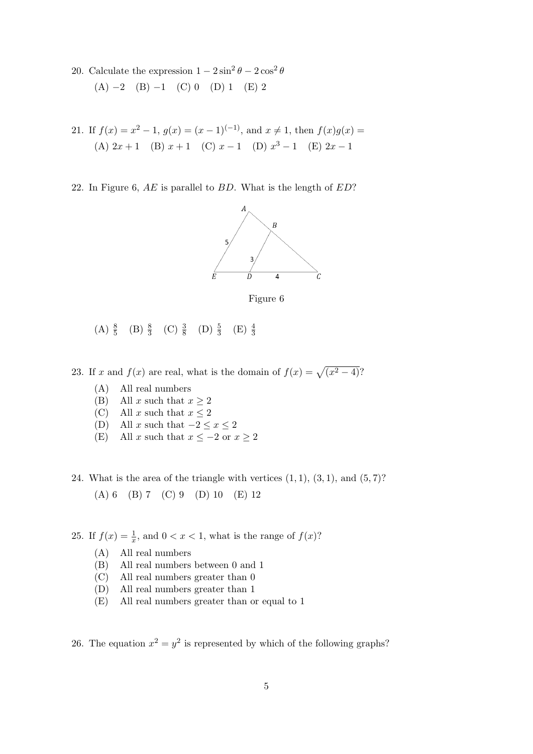20. Calculate the expression $1 - 2\sin^2\theta - 2\cos^2\theta$

 (A) $-2$ (B) $-1$ (C) 0 (D) 1 (E) 2

21. If $f(x) = x^2 - 1$, $g(x) = (x-1)^{(-1)}$, and $x \neq 1$, then $f(x)g(x) =$

 (A) $2x+1$ (B) $x+1$ (C) $x-1$ (D) $x^3-1$ (E) $2x-1$

22. In Figure 6, $AE$ is parallel to $BD$. What is the length of $ED$?

Figure 6

 (A) $\frac{8}{5}$ (B) $\frac{8}{3}$ (C) $\frac{3}{8}$ (D) $\frac{5}{3}$ (E) $\frac{4}{3}$

23. If $x$ and $f(x)$ are real, what is the domain of $f(x) = \sqrt{(x^2-4)}$?

 (A) All real numbers
 (B) All $x$ such that $x \geq 2$
 (C) All $x$ such that $x \leq 2$
 (D) All $x$ such that $-2 \leq x \leq 2$
 (E) All $x$ such that $x \leq -2$ or $x \geq 2$

24. What is the area of the triangle with vertices $(1,1)$, $(3,1)$, and $(5,7)$?

 (A) 6 (B) 7 (C) 9 (D) 10 (E) 12

25. If $f(x) = \frac{1}{x}$, and $0 < x < 1$, what is the range of $f(x)$?

 (A) All real numbers
 (B) All real numbers between 0 and 1
 (C) All real numbers greater than 0
 (D) All real numbers greater than 1
 (E) All real numbers greater than or equal to 1

26. The equation $x^2 = y^2$ is represented by which of the following graphs?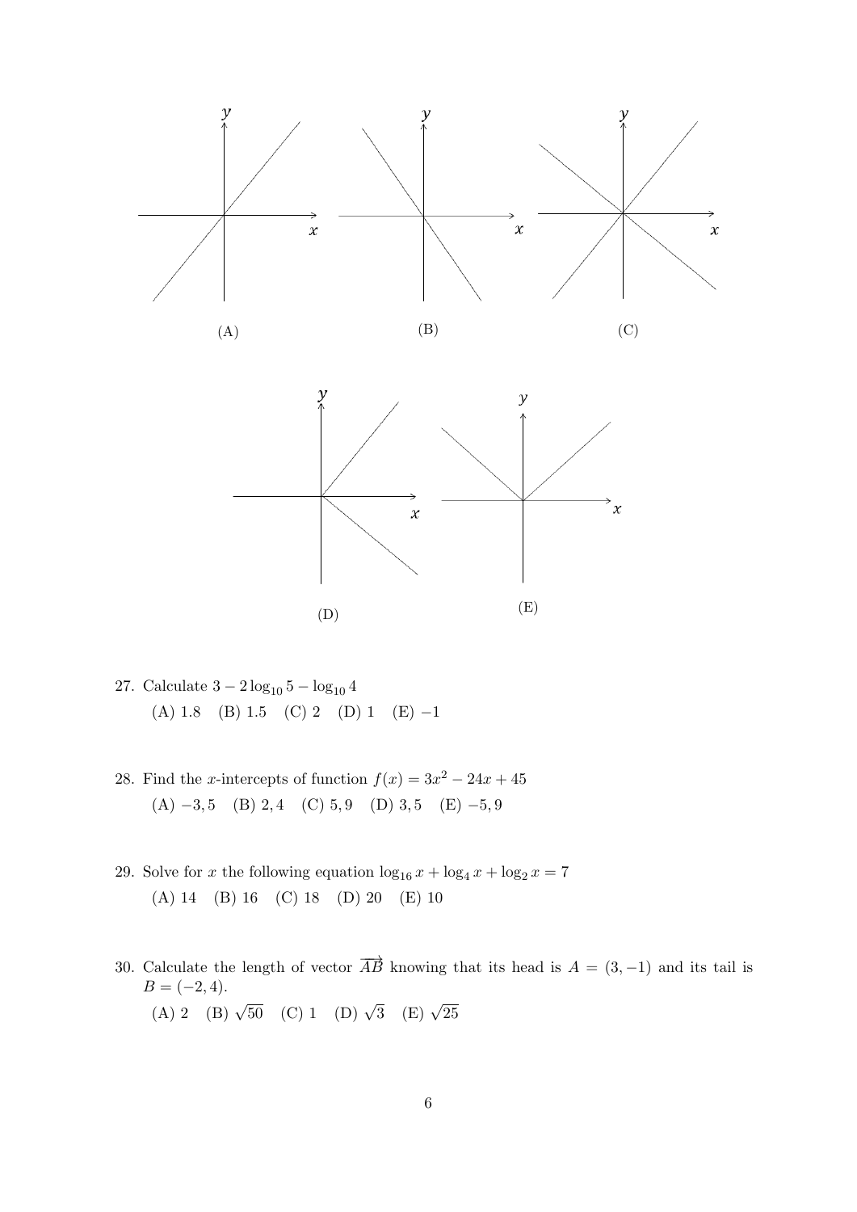(A)

(B)

(C)

(D)

(E)

27. Calculate $3 - 2\log_{10} 5 - \log_{10} 4$
    (A) 1.8 (B) 1.5 (C) 2 (D) 1 (E) $-1$

28. Find the $x$-intercepts of function $f(x) = 3x^2 - 24x + 45$
    (A) $-3, 5$ (B) $2, 4$ (C) $5, 9$ (D) $3, 5$ (E) $-5, 9$

29. Solve for $x$ the following equation $\log_{16} x + \log_4 x + \log_2 x = 7$
    (A) 14 (B) 16 (C) 18 (D) 20 (E) 10

30. Calculate the length of vector $\overrightarrow{AB}$ knowing that its head is $A = (3, -1)$ and its tail is $B = (-2, 4)$.
    (A) 2 (B) $\sqrt{50}$ (C) 1 (D) $\sqrt{3}$ (E) $\sqrt{25}$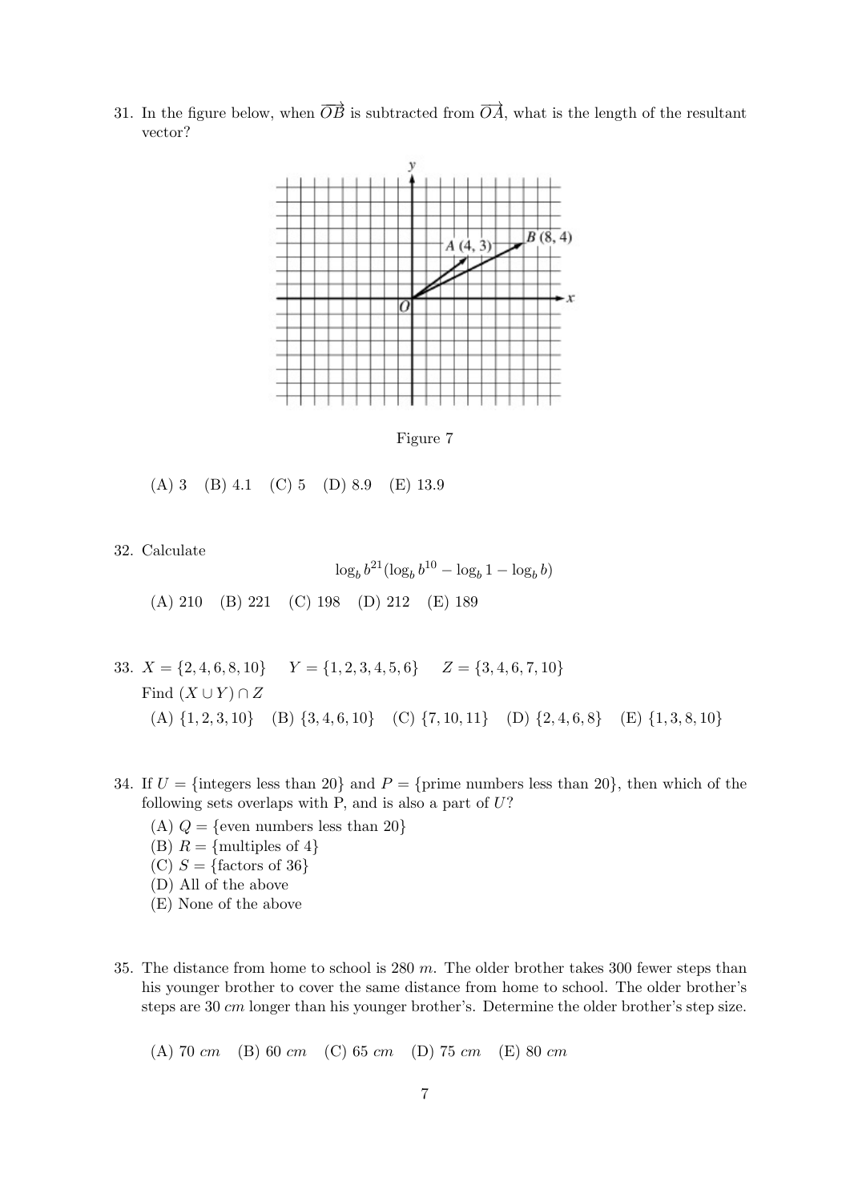31. In the figure below, when $\overrightarrow{OB}$ is subtracted from $\overrightarrow{OA}$, what is the length of the resultant vector?

Figure 7

(A) 3 (B) 4.1 (C) 5 (D) 8.9 (E) 13.9

32. Calculate

$$\log_b b^{21}(\log_b b^{10} - \log_b 1 - \log_b b)$$

(A) 210 (B) 221 (C) 198 (D) 212 (E) 189

33. $X = \{2, 4, 6, 8, 10\}$ $Y = \{1, 2, 3, 4, 5, 6\}$ $Z = \{3, 4, 6, 7, 10\}$

Find $(X \cup Y) \cap Z$

(A) $\{1, 2, 3, 10\}$ (B) $\{3, 4, 6, 10\}$ (C) $\{7, 10, 11\}$ (D) $\{2, 4, 6, 8\}$ (E) $\{1, 3, 8, 10\}$

34. If $U = \{\text{integers less than 20}\}$ and $P = \{\text{prime numbers less than 20}\}$, then which of the following sets overlaps with P, and is also a part of $U$?

(A) $Q = \{\text{even numbers less than 20}\}$
(B) $R = \{\text{multiples of 4}\}$
(C) $S = \{\text{factors of 36}\}$
(D) All of the above
(E) None of the above

35. The distance from home to school is 280 $m$. The older brother takes 300 fewer steps than his younger brother to cover the same distance from home to school. The older brother's steps are 30 $cm$ longer than his younger brother's. Determine the older brother's step size.

(A) 70 $cm$ (B) 60 $cm$ (C) 65 $cm$ (D) 75 $cm$ (E) 80 $cm$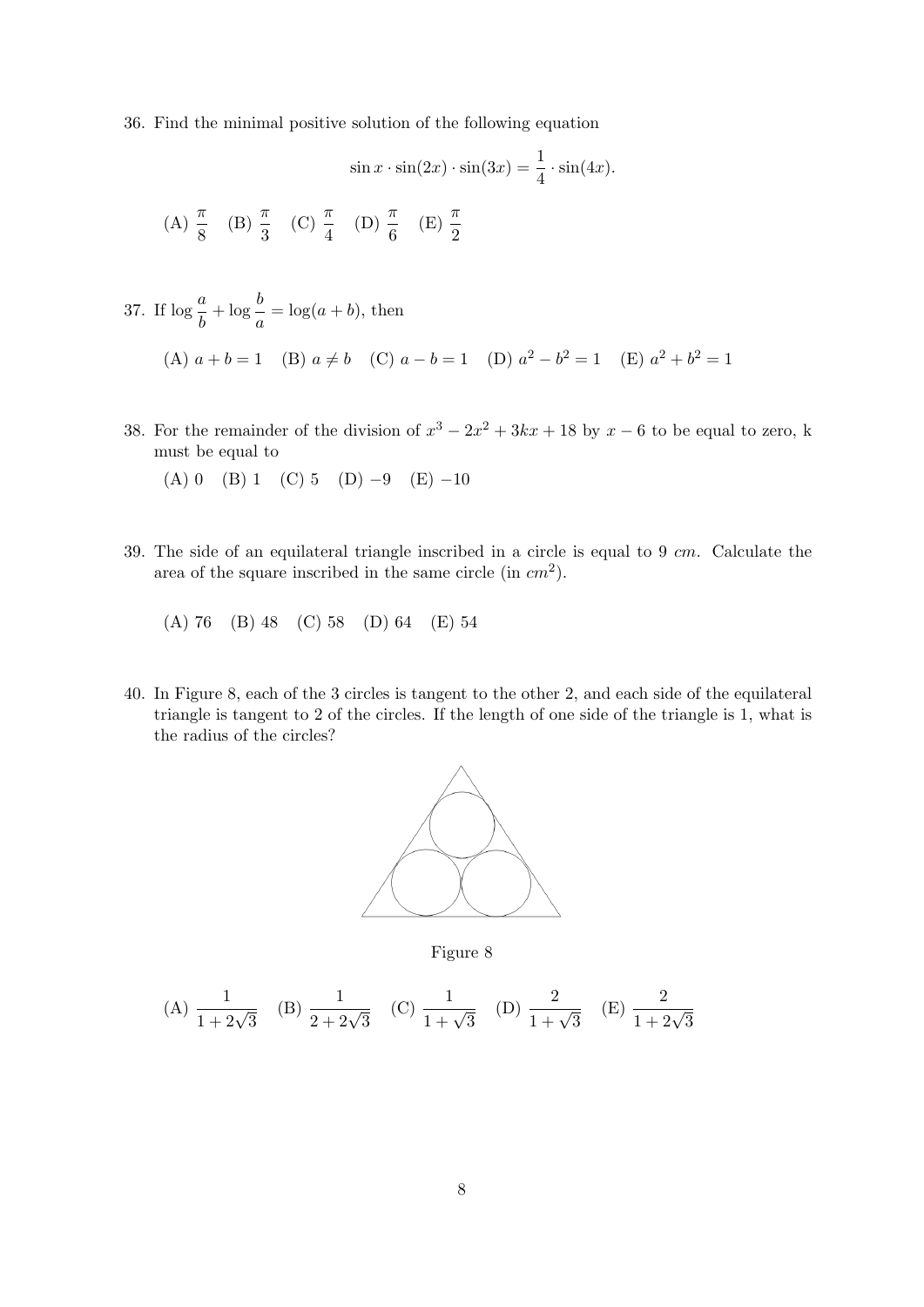36. Find the minimal positive solution of the following equation

$$\sin x \cdot \sin(2x) \cdot \sin(3x) = \frac{1}{4} \cdot \sin(4x).$$

(A) $\frac{\pi}{8}$ (B) $\frac{\pi}{3}$ (C) $\frac{\pi}{4}$ (D) $\frac{\pi}{6}$ (E) $\frac{\pi}{2}$

37. If $\log \frac{a}{b} + \log \frac{b}{a} = \log(a+b)$, then

(A) $a + b = 1$ (B) $a \neq b$ (C) $a - b = 1$ (D) $a^2 - b^2 = 1$ (E) $a^2 + b^2 = 1$

38. For the remainder of the division of $x^3 - 2x^2 + 3kx + 18$ by $x - 6$ to be equal to zero, k must be equal to

(A) 0 (B) 1 (C) 5 (D) $-9$ (E) $-10$

39. The side of an equilateral triangle inscribed in a circle is equal to 9 *cm*. Calculate the area of the square inscribed in the same circle (in $cm^2$).

(A) 76 (B) 48 (C) 58 (D) 64 (E) 54

40. In Figure 8, each of the 3 circles is tangent to the other 2, and each side of the equilateral triangle is tangent to 2 of the circles. If the length of one side of the triangle is 1, what is the radius of the circles?

Figure 8

(A) $\frac{1}{1+2\sqrt{3}}$ (B) $\frac{1}{2+2\sqrt{3}}$ (C) $\frac{1}{1+\sqrt{3}}$ (D) $\frac{2}{1+\sqrt{3}}$ (E) $\frac{2}{1+2\sqrt{3}}$